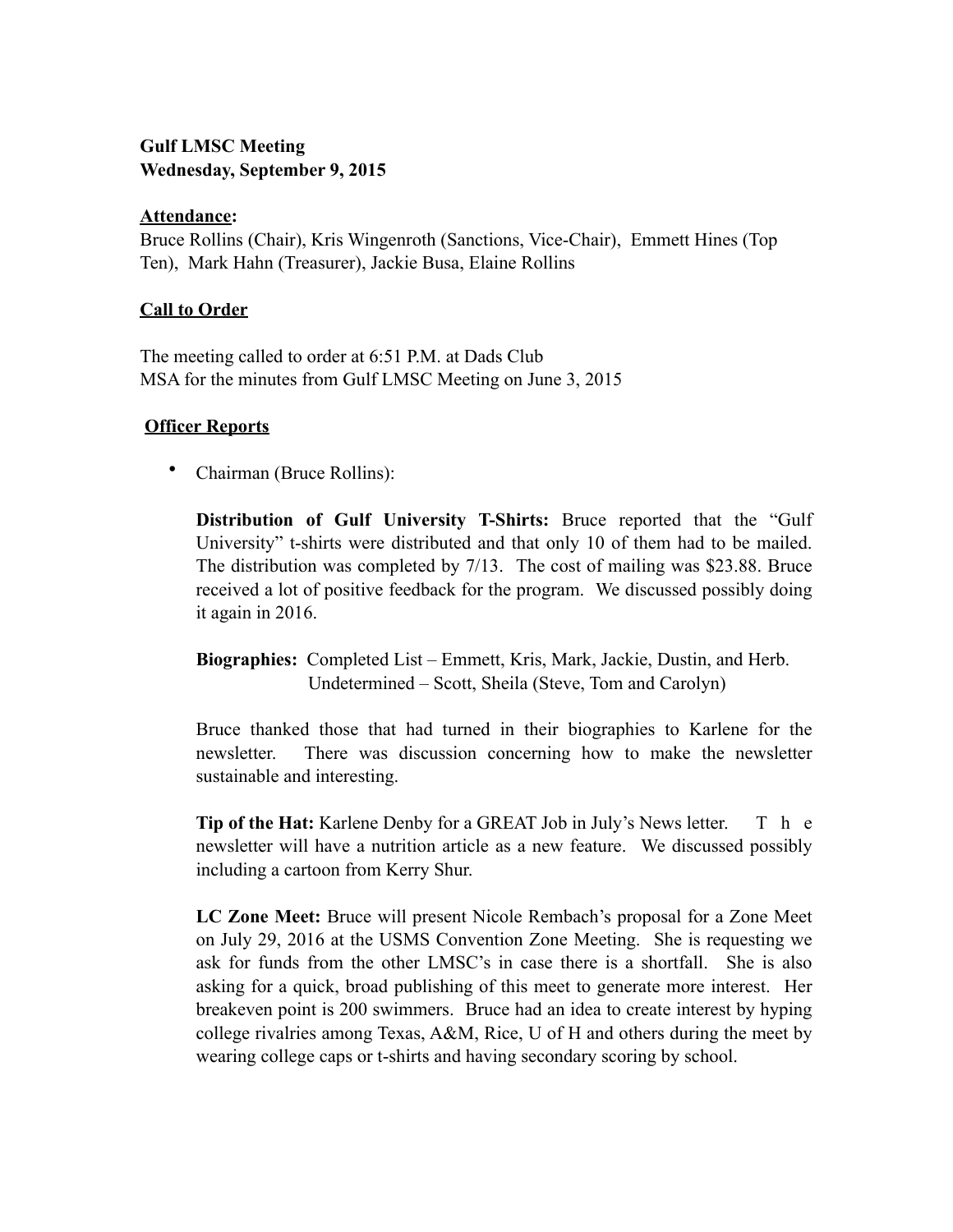**Gulf LMSC Meeting**
**Wednesday, September 9, 2015**

**Attendance:**
Bruce Rollins (Chair), Kris Wingenroth (Sanctions, Vice-Chair), Emmett Hines (Top Ten), Mark Hahn (Treasurer), Jackie Busa, Elaine Rollins

**Call to Order**

The meeting called to order at 6:51 P.M. at Dads Club
MSA for the minutes from Gulf LMSC Meeting on June 3, 2015

**Officer Reports**

- Chairman (Bruce Rollins):

  **Distribution of Gulf University T-Shirts:** Bruce reported that the "Gulf University" t-shirts were distributed and that only 10 of them had to be mailed. The distribution was completed by 7/13. The cost of mailing was $23.88. Bruce received a lot of positive feedback for the program. We discussed possibly doing it again in 2016.

  **Biographies:** Completed List – Emmett, Kris, Mark, Jackie, Dustin, and Herb.
  Undetermined – Scott, Sheila (Steve, Tom and Carolyn)

  Bruce thanked those that had turned in their biographies to Karlene for the newsletter. There was discussion concerning how to make the newsletter sustainable and interesting.

  **Tip of the Hat:** Karlene Denby for a GREAT Job in July's News letter. The newsletter will have a nutrition article as a new feature. We discussed possibly including a cartoon from Kerry Shur.

  **LC Zone Meet:** Bruce will present Nicole Rembach's proposal for a Zone Meet on July 29, 2016 at the USMS Convention Zone Meeting. She is requesting we ask for funds from the other LMSC's in case there is a shortfall. She is also asking for a quick, broad publishing of this meet to generate more interest. Her breakeven point is 200 swimmers. Bruce had an idea to create interest by hyping college rivalries among Texas, A&M, Rice, U of H and others during the meet by wearing college caps or t-shirts and having secondary scoring by school.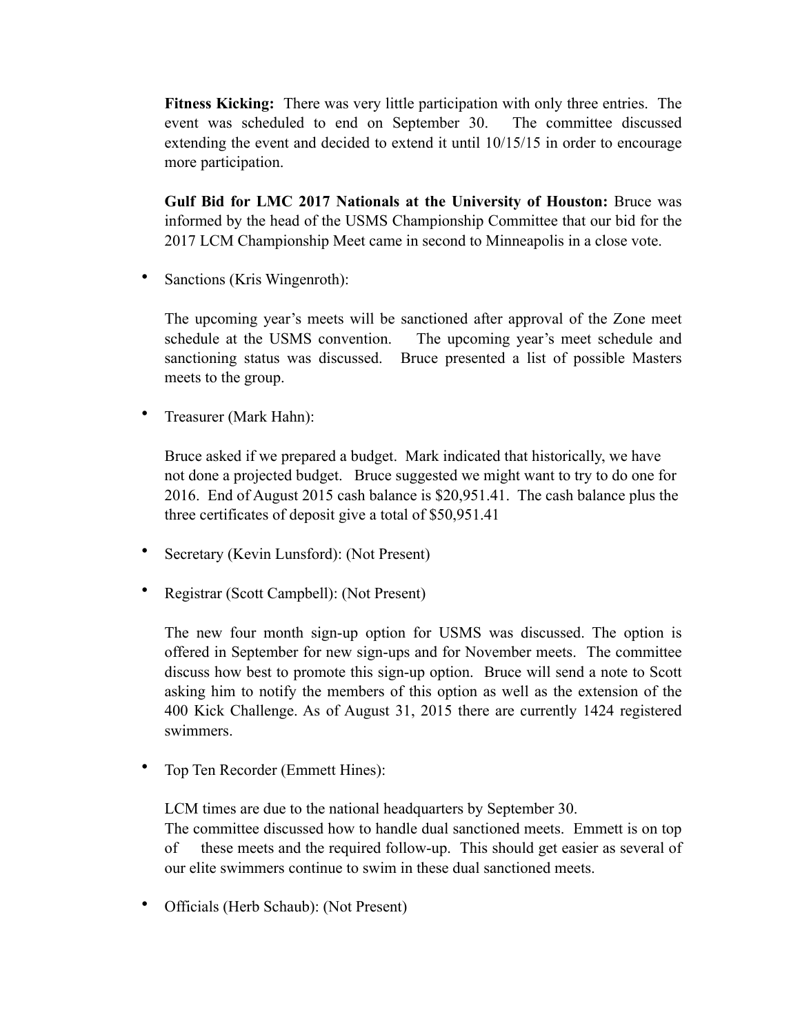**Fitness Kicking:** There was very little participation with only three entries. The event was scheduled to end on September 30. The committee discussed extending the event and decided to extend it until 10/15/15 in order to encourage more participation.

**Gulf Bid for LMC 2017 Nationals at the University of Houston:** Bruce was informed by the head of the USMS Championship Committee that our bid for the 2017 LCM Championship Meet came in second to Minneapolis in a close vote.

- Sanctions (Kris Wingenroth):

  The upcoming year's meets will be sanctioned after approval of the Zone meet schedule at the USMS convention. The upcoming year's meet schedule and sanctioning status was discussed. Bruce presented a list of possible Masters meets to the group.

- Treasurer (Mark Hahn):

  Bruce asked if we prepared a budget. Mark indicated that historically, we have not done a projected budget. Bruce suggested we might want to try to do one for 2016. End of August 2015 cash balance is $20,951.41. The cash balance plus the three certificates of deposit give a total of $50,951.41

- Secretary (Kevin Lunsford): (Not Present)

- Registrar (Scott Campbell): (Not Present)

  The new four month sign-up option for USMS was discussed. The option is offered in September for new sign-ups and for November meets. The committee discuss how best to promote this sign-up option. Bruce will send a note to Scott asking him to notify the members of this option as well as the extension of the 400 Kick Challenge. As of August 31, 2015 there are currently 1424 registered swimmers.

- Top Ten Recorder (Emmett Hines):

  LCM times are due to the national headquarters by September 30.
  The committee discussed how to handle dual sanctioned meets. Emmett is on top of these meets and the required follow-up. This should get easier as several of our elite swimmers continue to swim in these dual sanctioned meets.

- Officials (Herb Schaub): (Not Present)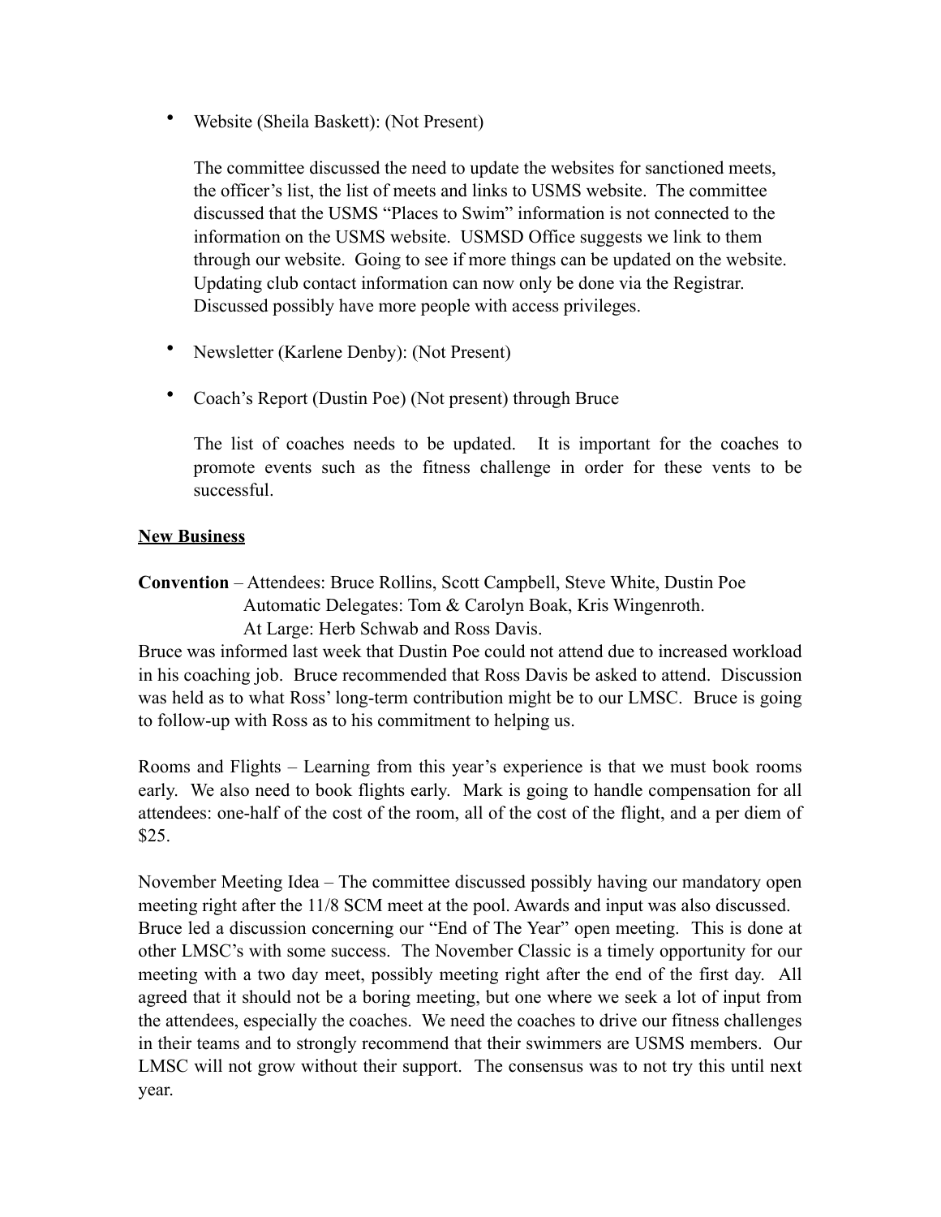- Website (Sheila Baskett): (Not Present)

  The committee discussed the need to update the websites for sanctioned meets, the officer's list, the list of meets and links to USMS website. The committee discussed that the USMS "Places to Swim" information is not connected to the information on the USMS website. USMSD Office suggests we link to them through our website. Going to see if more things can be updated on the website. Updating club contact information can now only be done via the Registrar. Discussed possibly have more people with access privileges.

- Newsletter (Karlene Denby): (Not Present)

- Coach's Report (Dustin Poe) (Not present) through Bruce

  The list of coaches needs to be updated. It is important for the coaches to promote events such as the fitness challenge in order for these vents to be successful.

**New Business**

**Convention** – Attendees: Bruce Rollins, Scott Campbell, Steve White, Dustin Poe
Automatic Delegates: Tom & Carolyn Boak, Kris Wingenroth.
At Large: Herb Schwab and Ross Davis.

Bruce was informed last week that Dustin Poe could not attend due to increased workload in his coaching job. Bruce recommended that Ross Davis be asked to attend. Discussion was held as to what Ross' long-term contribution might be to our LMSC. Bruce is going to follow-up with Ross as to his commitment to helping us.

Rooms and Flights – Learning from this year's experience is that we must book rooms early. We also need to book flights early. Mark is going to handle compensation for all attendees: one-half of the cost of the room, all of the cost of the flight, and a per diem of $25.

November Meeting Idea – The committee discussed possibly having our mandatory open meeting right after the 11/8 SCM meet at the pool. Awards and input was also discussed. Bruce led a discussion concerning our "End of The Year" open meeting. This is done at other LMSC's with some success. The November Classic is a timely opportunity for our meeting with a two day meet, possibly meeting right after the end of the first day. All agreed that it should not be a boring meeting, but one where we seek a lot of input from the attendees, especially the coaches. We need the coaches to drive our fitness challenges in their teams and to strongly recommend that their swimmers are USMS members. Our LMSC will not grow without their support. The consensus was to not try this until next year.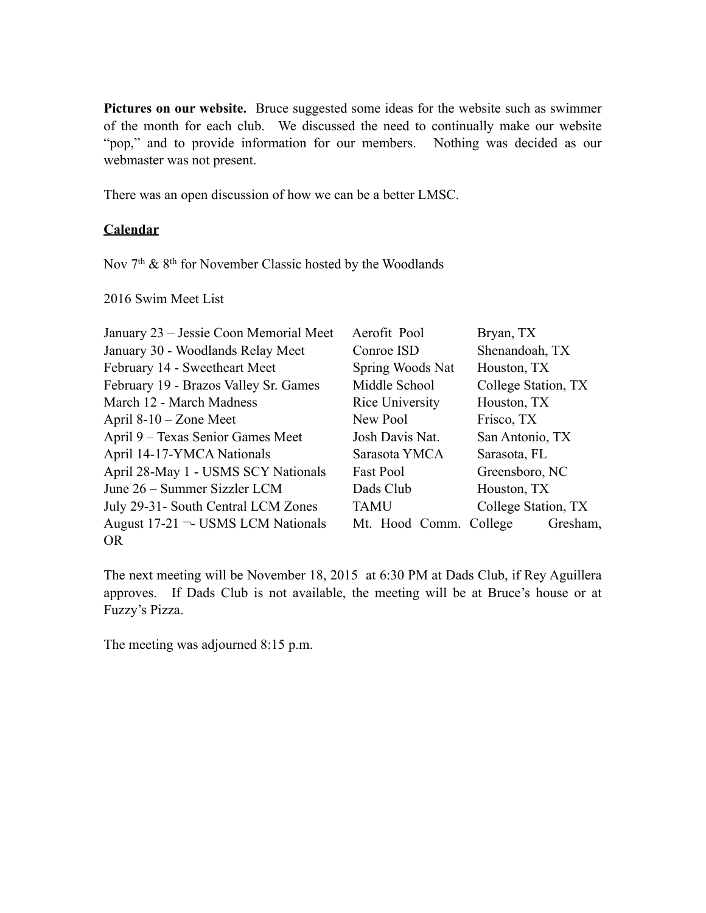**Pictures on our website.** Bruce suggested some ideas for the website such as swimmer of the month for each club. We discussed the need to continually make our website "pop," and to provide information for our members. Nothing was decided as our webmaster was not present.

There was an open discussion of how we can be a better LMSC.

**Calendar**

Nov 7th & 8th for November Classic hosted by the Woodlands

2016 Swim Meet List

| | | |
|---|---|---|
| January 23 – Jessie Coon Memorial Meet | Aerofit Pool | Bryan, TX |
| January 30 - Woodlands Relay Meet | Conroe ISD | Shenandoah, TX |
| February 14 - Sweetheart Meet | Spring Woods Nat | Houston, TX |
| February 19 - Brazos Valley Sr. Games | Middle School | College Station, TX |
| March 12 - March Madness | Rice University | Houston, TX |
| April 8-10 – Zone Meet | New Pool | Frisco, TX |
| April 9 – Texas Senior Games Meet | Josh Davis Nat. | San Antonio, TX |
| April 14-17-YMCA Nationals | Sarasota YMCA | Sarasota, FL |
| April 28-May 1 - USMS SCY Nationals | Fast Pool | Greensboro, NC |
| June 26 – Summer Sizzler LCM | Dads Club | Houston, TX |
| July 29-31- South Central LCM Zones | TAMU | College Station, TX |
| August 17-21 ¬- USMS LCM Nationals | Mt. Hood Comm. College | Gresham, OR |

The next meeting will be November 18, 2015 at 6:30 PM at Dads Club, if Rey Aguillera approves. If Dads Club is not available, the meeting will be at Bruce's house or at Fuzzy's Pizza.

The meeting was adjourned 8:15 p.m.